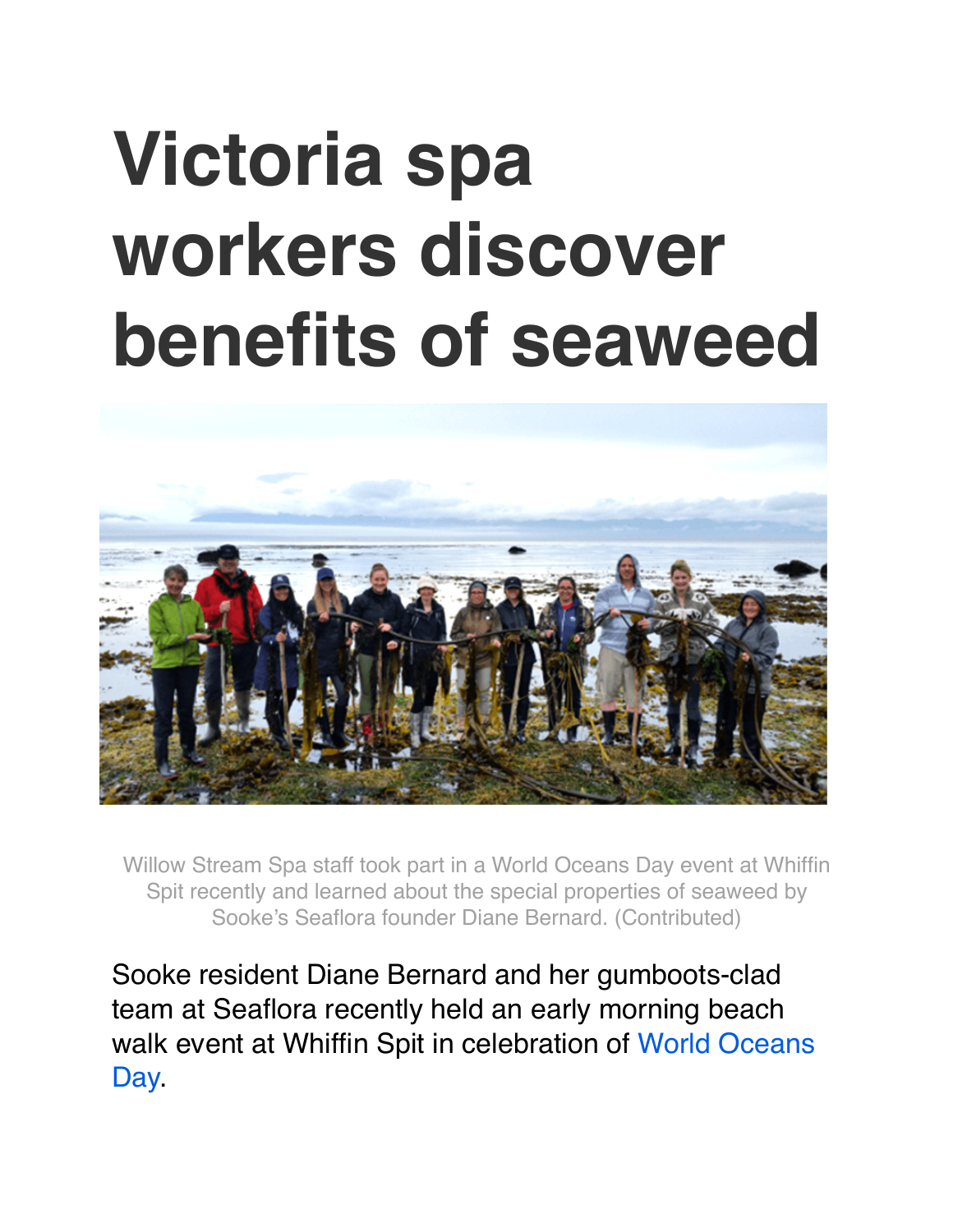# Victoria spa workers discover benefits of seaweed

Willow Stream Spa staff took part in a World Oceans Day event at Whiffin Spit recently and learned about the special properties of seaweed by Sooke's Seaflora founder Diane Bernard. (Contributed)

Sooke resident Diane Bernard and her gumboots-clad team at Seaflora recently held an early morning beach walk event at Whiffin Spit in celebration of World Oceans Day.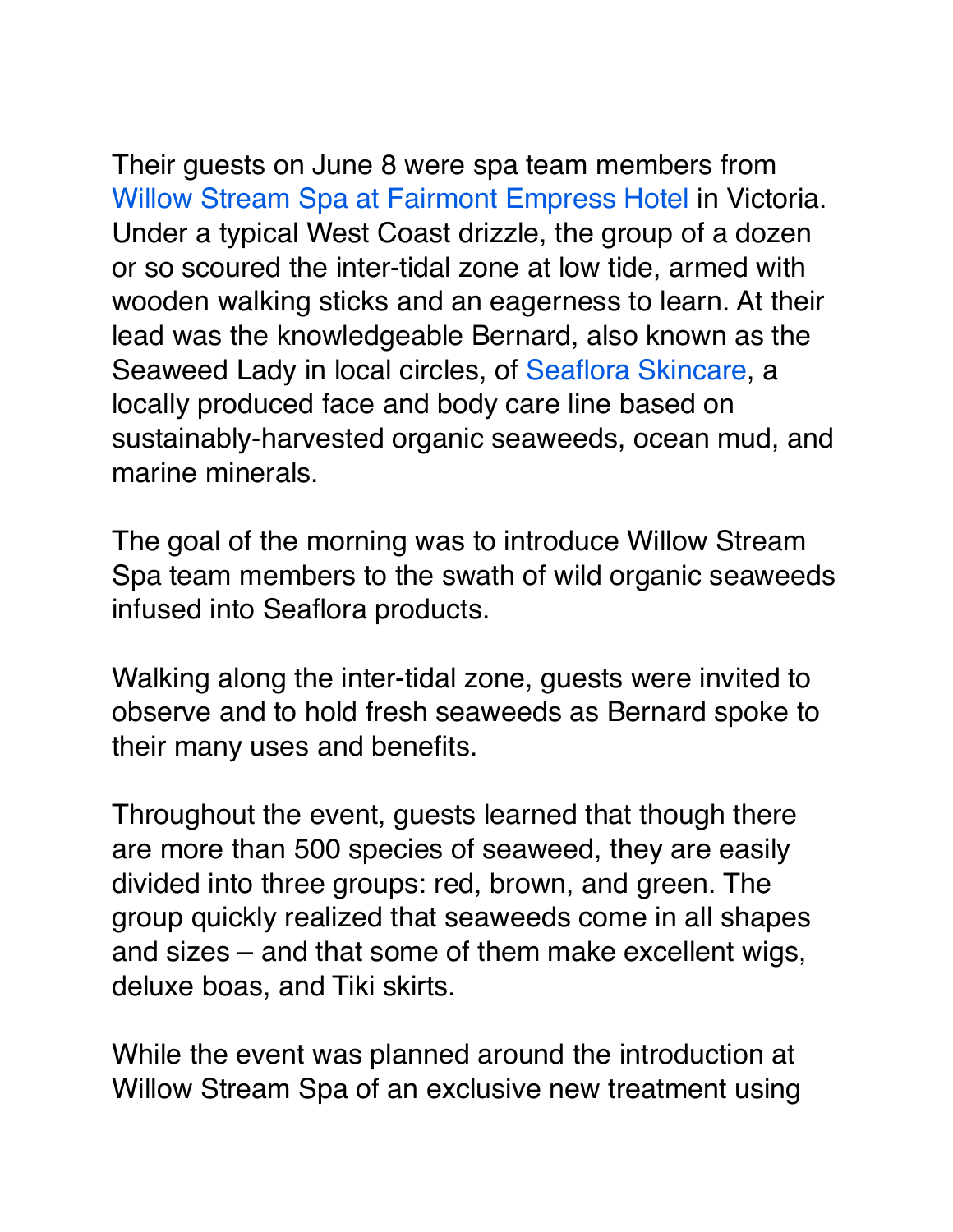Their guests on June 8 were spa team members from Willow Stream Spa at Fairmont Empress Hotel in Victoria. Under a typical West Coast drizzle, the group of a dozen or so scoured the inter-tidal zone at low tide, armed with wooden walking sticks and an eagerness to learn. At their lead was the knowledgeable Bernard, also known as the Seaweed Lady in local circles, of Seaflora Skincare, a locally produced face and body care line based on sustainably-harvested organic seaweeds, ocean mud, and marine minerals.

The goal of the morning was to introduce Willow Stream Spa team members to the swath of wild organic seaweeds infused into Seaflora products.

Walking along the inter-tidal zone, guests were invited to observe and to hold fresh seaweeds as Bernard spoke to their many uses and benefits.

Throughout the event, guests learned that though there are more than 500 species of seaweed, they are easily divided into three groups: red, brown, and green. The group quickly realized that seaweeds come in all shapes and sizes – and that some of them make excellent wigs, deluxe boas, and Tiki skirts.

While the event was planned around the introduction at Willow Stream Spa of an exclusive new treatment using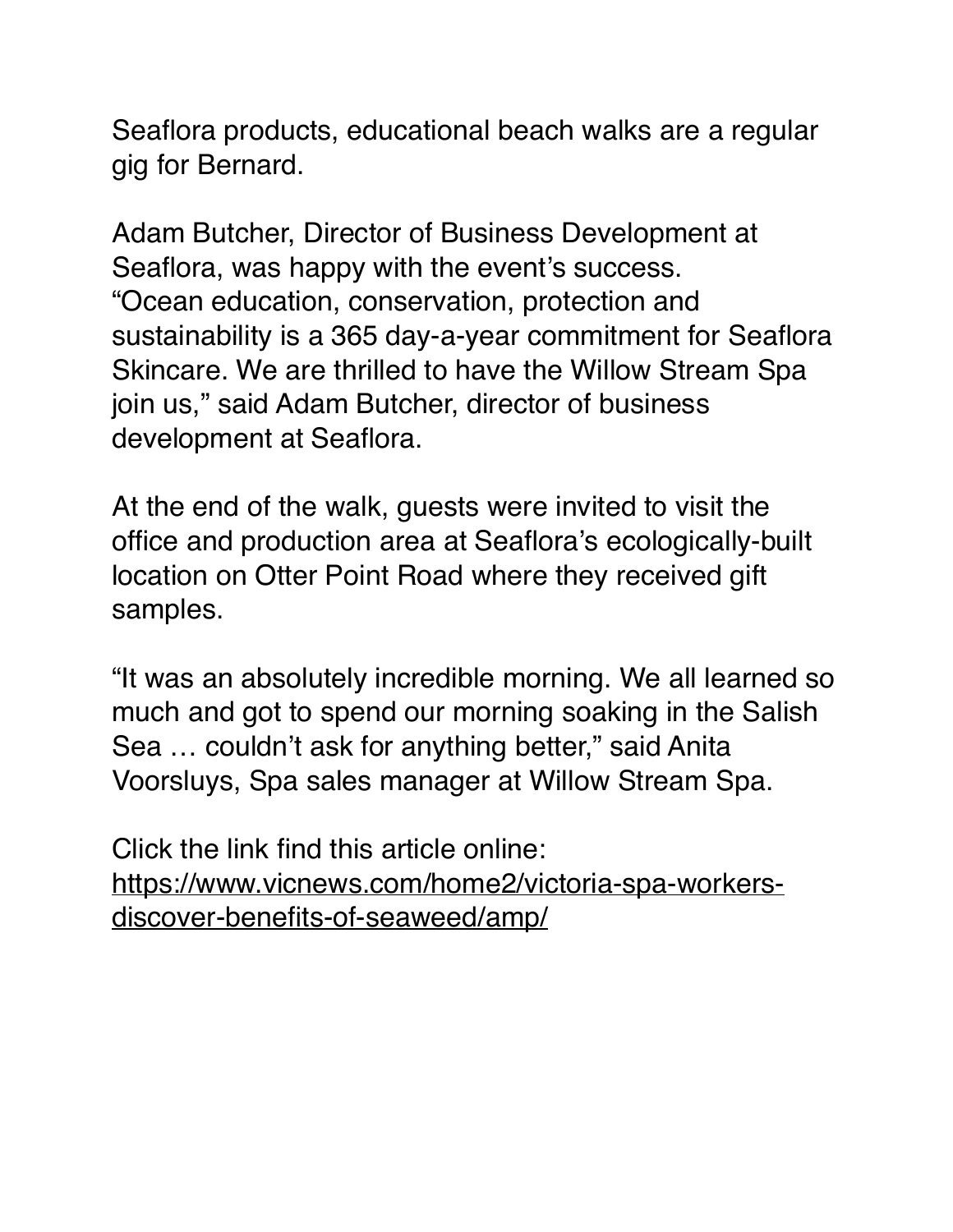Seaflora products, educational beach walks are a regular gig for Bernard.

Adam Butcher, Director of Business Development at Seaflora, was happy with the event's success. "Ocean education, conservation, protection and sustainability is a 365 day-a-year commitment for Seaflora Skincare. We are thrilled to have the Willow Stream Spa join us," said Adam Butcher, director of business development at Seaflora.

At the end of the walk, guests were invited to visit the office and production area at Seaflora's ecologically-built location on Otter Point Road where they received gift samples.

"It was an absolutely incredible morning. We all learned so much and got to spend our morning soaking in the Salish Sea … couldn't ask for anything better," said Anita Voorsluys, Spa sales manager at Willow Stream Spa.

Click the link find this article online: [https://www.vicnews.com/home2/victoria-spa-workers-discover-benefits-of-seaweed/amp/](https://www.vicnews.com/home2/victoria-spa-workers-discover-benefits-of-seaweed/amp/)